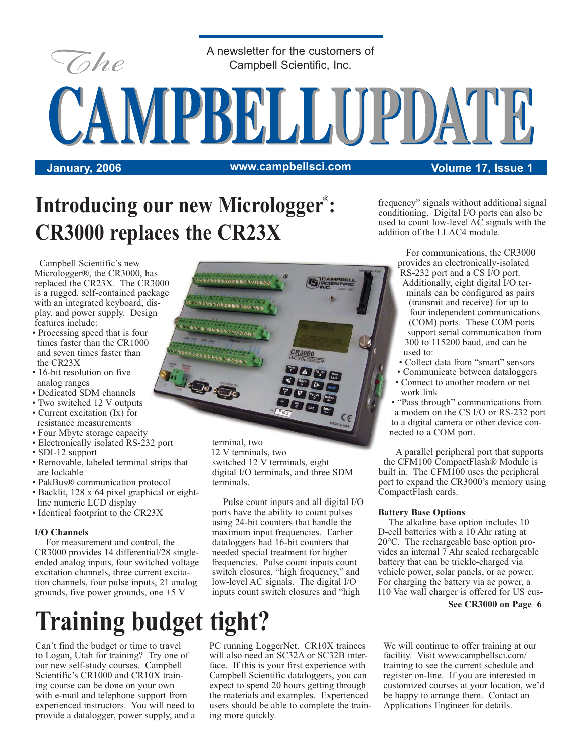# The CAMPBELLUPDATE

A newsletter for the customers of Campbell Scientific, Inc.

January, 2006 www.campbellsci.com Volume 17, Issue 1

## Introducing our new Micrologger®: CR3000 replaces the CR23X

Campbell Scientific's new Micrologger®, the CR3000, has replaced the CR23X. The CR3000 is a rugged, self-contained package with an integrated keyboard, display, and power supply. Design features include:

- Processing speed that is four times faster than the CR1000 and seven times faster than the CR23X
- 16-bit resolution on five analog ranges
- Dedicated SDM channels
- Two switched 12 V outputs
- Current excitation (Ix) for resistance measurements
- Four Mbyte storage capacity
- Electronically isolated RS-232 port
- SDI-12 support
- Removable, labeled terminal strips that are lockable
- PakBus® communication protocol
- Backlit, 128 x 64 pixel graphical or eight-line numeric LCD display
- Identical footprint to the CR23X

### I/O Channels

For measurement and control, the CR3000 provides 14 differential/28 single-ended analog inputs, four switched voltage excitation channels, three current excitation channels, four pulse inputs, 21 analog grounds, five power grounds, one +5 V terminal, two 12 V terminals, two switched 12 V terminals, eight digital I/O terminals, and three SDM terminals.

Pulse count inputs and all digital I/O ports have the ability to count pulses using 24-bit counters that handle the maximum input frequencies. Earlier dataloggers had 16-bit counters that needed special treatment for higher frequencies. Pulse count inputs count switch closures, "high frequency," and low-level AC signals. The digital I/O inputs count switch closures and "high frequency" signals without additional signal conditioning. Digital I/O ports can also be used to count low-level AC signals with the addition of the LLAC4 module.

For communications, the CR3000 provides an electronically-isolated RS-232 port and a CS I/O port. Additionally, eight digital I/O terminals can be configured as pairs (transmit and receive) for up to four independent communications (COM) ports. These COM ports support serial communication from 300 to 115200 baud, and can be used to:

- Collect data from "smart" sensors
- Communicate between dataloggers
- Connect to another modem or net work link
- "Pass through" communications from a modem on the CS I/O or RS-232 port to a digital camera or other device connected to a COM port.

A parallel peripheral port that supports the CFM100 CompactFlash® Module is built in. The CFM100 uses the peripheral port to expand the CR3000's memory using CompactFlash cards.

### Battery Base Options

The alkaline base option includes 10 D-cell batteries with a 10 Ahr rating at 20°C. The rechargeable base option provides an internal 7 Ahr sealed rechargeable battery that can be trickle-charged via vehicle power, solar panels, or ac power. For charging the battery via ac power, a 110 Vac wall charger is offered for US cus-

**See CR3000 on Page 6**

## Training budget tight?

Can't find the budget or time to travel to Logan, Utah for training? Try one of our new self-study courses. Campbell Scientific's CR1000 and CR10X training course can be done on your own with e-mail and telephone support from experienced instructors. You will need to provide a datalogger, power supply, and a PC running LoggerNet. CR10X trainees will also need an SC32A or SC32B interface. If this is your first experience with Campbell Scientific dataloggers, you can expect to spend 20 hours getting through the materials and examples. Experienced users should be able to complete the training more quickly.

We will continue to offer training at our facility. Visit www.campbellsci.com/training to see the current schedule and register on-line. If you are interested in customized courses at your location, we'd be happy to arrange them. Contact an Applications Engineer for details.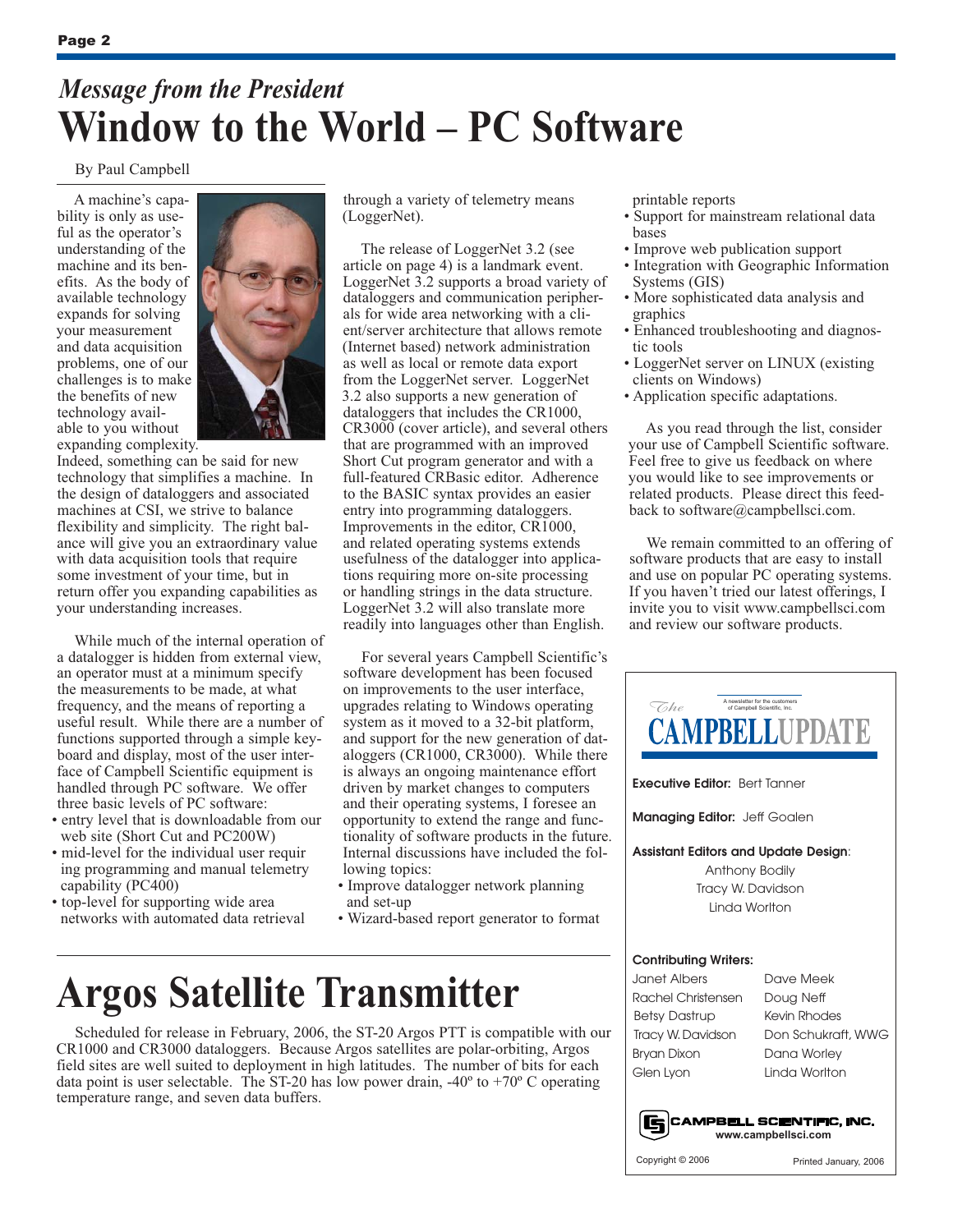## *Message from the President*

# Window to the World – PC Software

By Paul Campbell

A machine's capability is only as useful as the operator's understanding of the machine and its benefits. As the body of available technology expands for solving your measurement and data acquisition problems, one of our challenges is to make the benefits of new technology available to you without expanding complexity. Indeed, something can be said for new technology that simplifies a machine. In the design of dataloggers and associated machines at CSI, we strive to balance flexibility and simplicity. The right balance will give you an extraordinary value with data acquisition tools that require some investment of your time, but in return offer you expanding capabilities as your understanding increases.

While much of the internal operation of a datalogger is hidden from external view, an operator must at a minimum specify the measurements to be made, at what frequency, and the means of reporting a useful result. While there are a number of functions supported through a simple keyboard and display, most of the user interface of Campbell Scientific equipment is handled through PC software. We offer three basic levels of PC software:

- entry level that is downloadable from our web site (Short Cut and PC200W)
- mid-level for the individual user requiring programming and manual telemetry capability (PC400)
- top-level for supporting wide area networks with automated data retrieval through a variety of telemetry means (LoggerNet).

The release of LoggerNet 3.2 (see article on page 4) is a landmark event. LoggerNet 3.2 supports a broad variety of dataloggers and communication peripherals for wide area networking with a client/server architecture that allows remote (Internet based) network administration as well as local or remote data export from the LoggerNet server. LoggerNet 3.2 also supports a new generation of dataloggers that includes the CR1000, CR3000 (cover article), and several others that are programmed with an improved Short Cut program generator and with a full-featured CRBasic editor. Adherence to the BASIC syntax provides an easier entry into programming dataloggers. Improvements in the editor, CR1000, and related operating systems extends usefulness of the datalogger into applications requiring more on-site processing or handling strings in the data structure. LoggerNet 3.2 will also translate more readily into languages other than English.

For several years Campbell Scientific's software development has been focused on improvements to the user interface, upgrades relating to Windows operating system as it moved to a 32-bit platform, and support for the new generation of dataloggers (CR1000, CR3000). While there is always an ongoing maintenance effort driven by market changes to computers and their operating systems, I foresee an opportunity to extend the range and functionality of software products in the future. Internal discussions have included the following topics:

- Improve datalogger network planning and set-up
- Wizard-based report generator to format printable reports
- Support for mainstream relational data bases
- Improve web publication support
- Integration with Geographic Information Systems (GIS)
- More sophisticated data analysis and graphics
- Enhanced troubleshooting and diagnostic tools
- LoggerNet server on LINUX (existing clients on Windows)
- Application specific adaptations.

As you read through the list, consider your use of Campbell Scientific software. Feel free to give us feedback on where you would like to see improvements or related products. Please direct this feedback to software@campbellsci.com.

We remain committed to an offering of software products that are easy to install and use on popular PC operating systems. If you haven't tried our latest offerings, I invite you to visit www.campbellsci.com and review our software products.

# Argos Satellite Transmitter

Scheduled for release in February, 2006, the ST-20 Argos PTT is compatible with our CR1000 and CR3000 dataloggers. Because Argos satellites are polar-orbiting, Argos field sites are well suited to deployment in high latitudes. The number of bits for each data point is user selectable. The ST-20 has low power drain, -40º to +70º C operating temperature range, and seven data buffers.

---

*The* **CAMPBELL UPDATE**

A newsletter for the customers of Campbell Scientific, Inc.

**Executive Editor:** Bert Tanner

**Managing Editor:** Jeff Goalen

**Assistant Editors and Update Design:**
Anthony Bodily
Tracy W. Davidson
Linda Worlton

**Contributing Writers:**

| | |
|---|---|
| Janet Albers | Dave Meek |
| Rachel Christensen | Doug Neff |
| Betsy Dastrup | Kevin Rhodes |
| Tracy W. Davidson | Don Schukraft, WWG |
| Bryan Dixon | Dana Worley |
| Glen Lyon | Linda Worlton |

**CAMPBELL SCIENTIFIC, INC.**
www.campbellsci.com

Copyright © 2006 — Printed January, 2006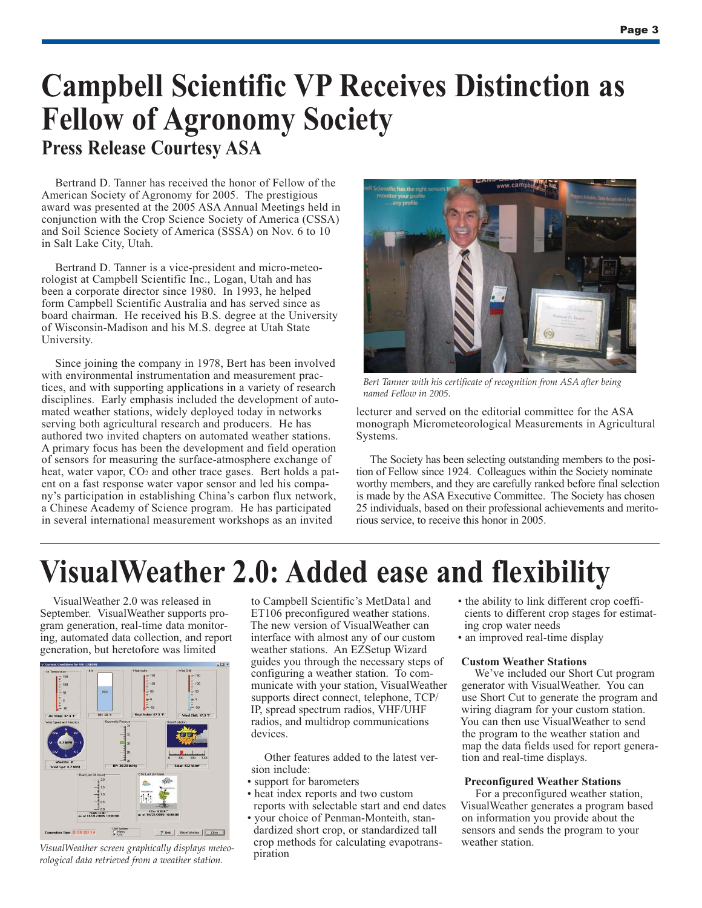# Campbell Scientific VP Receives Distinction as Fellow of Agronomy Society

## Press Release Courtesy ASA

Bertrand D. Tanner has received the honor of Fellow of the American Society of Agronomy for 2005. The prestigious award was presented at the 2005 ASA Annual Meetings held in conjunction with the Crop Science Society of America (CSSA) and Soil Science Society of America (SSSA) on Nov. 6 to 10 in Salt Lake City, Utah.

Bertrand D. Tanner is a vice-president and micro-meteorologist at Campbell Scientific Inc., Logan, Utah and has been a corporate director since 1980. In 1993, he helped form Campbell Scientific Australia and has served since as board chairman. He received his B.S. degree at the University of Wisconsin-Madison and his M.S. degree at Utah State University.

Since joining the company in 1978, Bert has been involved with environmental instrumentation and measurement practices, and with supporting applications in a variety of research disciplines. Early emphasis included the development of automated weather stations, widely deployed today in networks serving both agricultural research and producers. He has authored two invited chapters on automated weather stations. A primary focus has been the development and field operation of sensors for measuring the surface-atmosphere exchange of heat, water vapor, $CO_2$ and other trace gases. Bert holds a patent on a fast response water vapor sensor and led his company's participation in establishing China's carbon flux network, a Chinese Academy of Science program. He has participated in several international measurement workshops as an invited lecturer and served on the editorial committee for the ASA monograph Micrometeorological Measurements in Agricultural Systems.

*Bert Tanner with his certificate of recognition from ASA after being named Fellow in 2005.*

The Society has been selecting outstanding members to the position of Fellow since 1924. Colleagues within the Society nominate worthy members, and they are carefully ranked before final selection is made by the ASA Executive Committee. The Society has chosen 25 individuals, based on their professional achievements and meritorious service, to receive this honor in 2005.

# VisualWeather 2.0: Added ease and flexibility

VisualWeather 2.0 was released in September. VisualWeather supports program generation, real-time data monitoring, automated data collection, and report generation, but heretofore was limited to Campbell Scientific's MetData1 and ET106 preconfigured weather stations. The new version of VisualWeather can interface with almost any of our custom weather stations. An EZSetup Wizard guides you through the necessary steps of configuring a weather station. To communicate with your station, VisualWeather supports direct connect, telephone, TCP/IP, spread spectrum radios, VHF/UHF radios, and multidrop communications devices.

*VisualWeather screen graphically displays meteorological data retrieved from a weather station.*

Other features added to the latest version include:

- support for barometers
- heat index reports and two custom reports with selectable start and end dates
- your choice of Penman-Monteith, standardized short crop, or standardized tall crop methods for calculating evapotranspiration
- the ability to link different crop coefficients to different crop stages for estimating crop water needs
- an improved real-time display

### Custom Weather Stations

We've included our Short Cut program generator with VisualWeather. You can use Short Cut to generate the program and wiring diagram for your custom station. You can then use VisualWeather to send the program to the weather station and map the data fields used for report generation and real-time displays.

### Preconfigured Weather Stations

For a preconfigured weather station, VisualWeather generates a program based on information you provide about the sensors and sends the program to your weather station.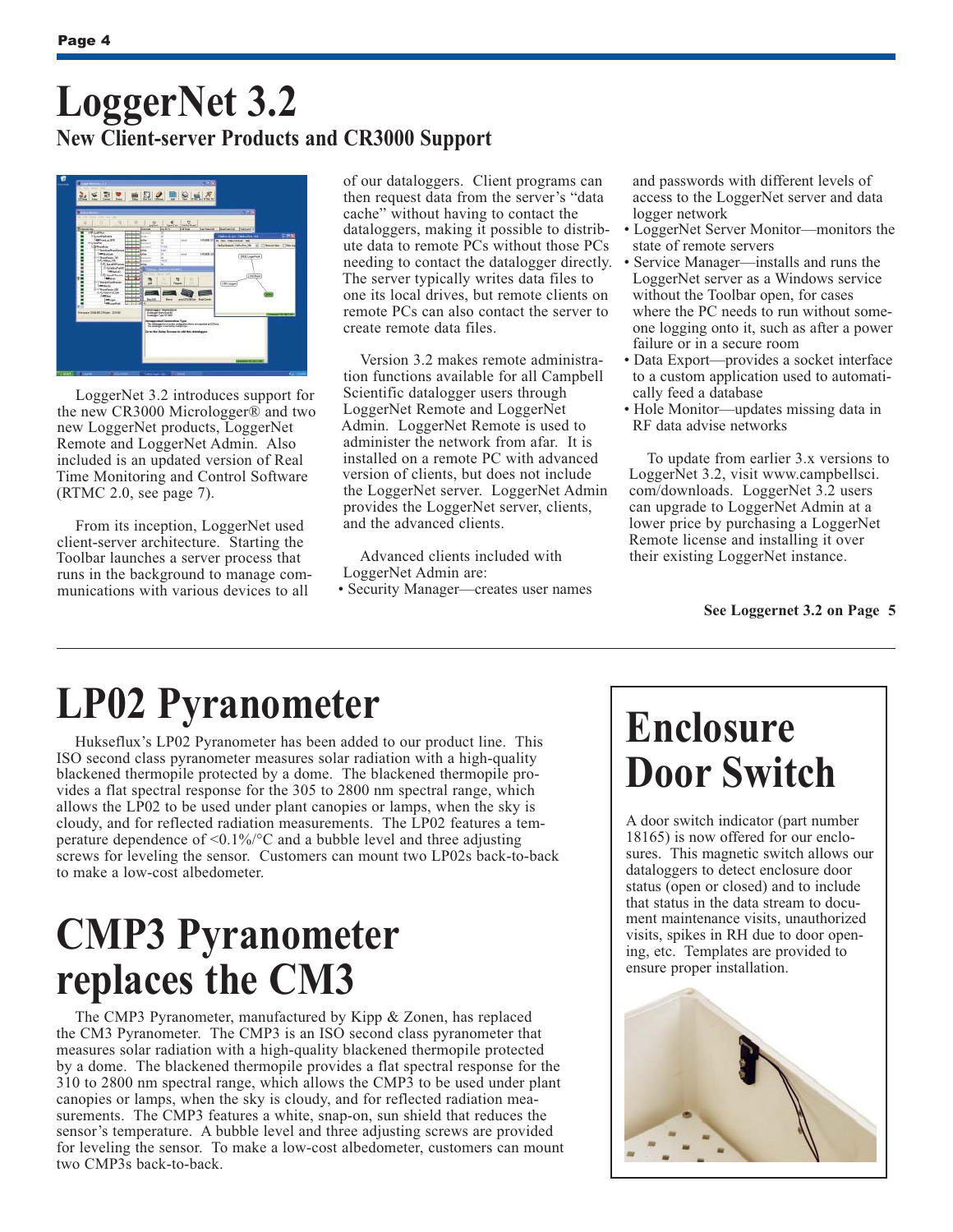# LoggerNet 3.2

## New Client-server Products and CR3000 Support

LoggerNet 3.2 introduces support for the new CR3000 Micrologger® and two new LoggerNet products, LoggerNet Remote and LoggerNet Admin. Also included is an updated version of Real Time Monitoring and Control Software (RTMC 2.0, see page 7).

From its inception, LoggerNet used client-server architecture. Starting the Toolbar launches a server process that runs in the background to manage communications with various devices to all of our dataloggers. Client programs can then request data from the server's "data cache" without having to contact the dataloggers, making it possible to distribute data to remote PCs without those PCs needing to contact the datalogger directly. The server typically writes data files to one its local drives, but remote clients on remote PCs can also contact the server to create remote data files.

Version 3.2 makes remote administration functions available for all Campbell Scientific datalogger users through LoggerNet Remote and LoggerNet Admin. LoggerNet Remote is used to administer the network from afar. It is installed on a remote PC with advanced version of clients, but does not include the LoggerNet server. LoggerNet Admin provides the LoggerNet server, clients, and the advanced clients.

Advanced clients included with LoggerNet Admin are:

- Security Manager—creates user names and passwords with different levels of access to the LoggerNet server and data logger network
- LoggerNet Server Monitor—monitors the state of remote servers
- Service Manager—installs and runs the LoggerNet server as a Windows service without the Toolbar open, for cases where the PC needs to run without someone logging onto it, such as after a power failure or in a secure room
- Data Export—provides a socket interface to a custom application used to automatically feed a database
- Hole Monitor—updates missing data in RF data advise networks

To update from earlier 3.x versions to LoggerNet 3.2, visit www.campbellsci.com/downloads. LoggerNet 3.2 users can upgrade to LoggerNet Admin at a lower price by purchasing a LoggerNet Remote license and installing it over their existing LoggerNet instance.

**See Loggernet 3.2 on Page 5**

# LP02 Pyranometer

Hukseflux's LP02 Pyranometer has been added to our product line. This ISO second class pyranometer measures solar radiation with a high-quality blackened thermopile protected by a dome. The blackened thermopile provides a flat spectral response for the 305 to 2800 nm spectral range, which allows the LP02 to be used under plant canopies or lamps, when the sky is cloudy, and for reflected radiation measurements. The LP02 features a temperature dependence of <0.1%/°C and a bubble level and three adjusting screws for leveling the sensor. Customers can mount two LP02s back-to-back to make a low-cost albedometer.

# CMP3 Pyranometer replaces the CM3

The CMP3 Pyranometer, manufactured by Kipp & Zonen, has replaced the CM3 Pyranometer. The CMP3 is an ISO second class pyranometer that measures solar radiation with a high-quality blackened thermopile protected by a dome. The blackened thermopile provides a flat spectral response for the 310 to 2800 nm spectral range, which allows the CMP3 to be used under plant canopies or lamps, when the sky is cloudy, and for reflected radiation measurements. The CMP3 features a white, snap-on, sun shield that reduces the sensor's temperature. A bubble level and three adjusting screws are provided for leveling the sensor. To make a low-cost albedometer, customers can mount two CMP3s back-to-back.

# Enclosure Door Switch

A door switch indicator (part number 18165) is now offered for our enclosures. This magnetic switch allows our dataloggers to detect enclosure door status (open or closed) and to include that status in the data stream to document maintenance visits, unauthorized visits, spikes in RH due to door opening, etc. Templates are provided to ensure proper installation.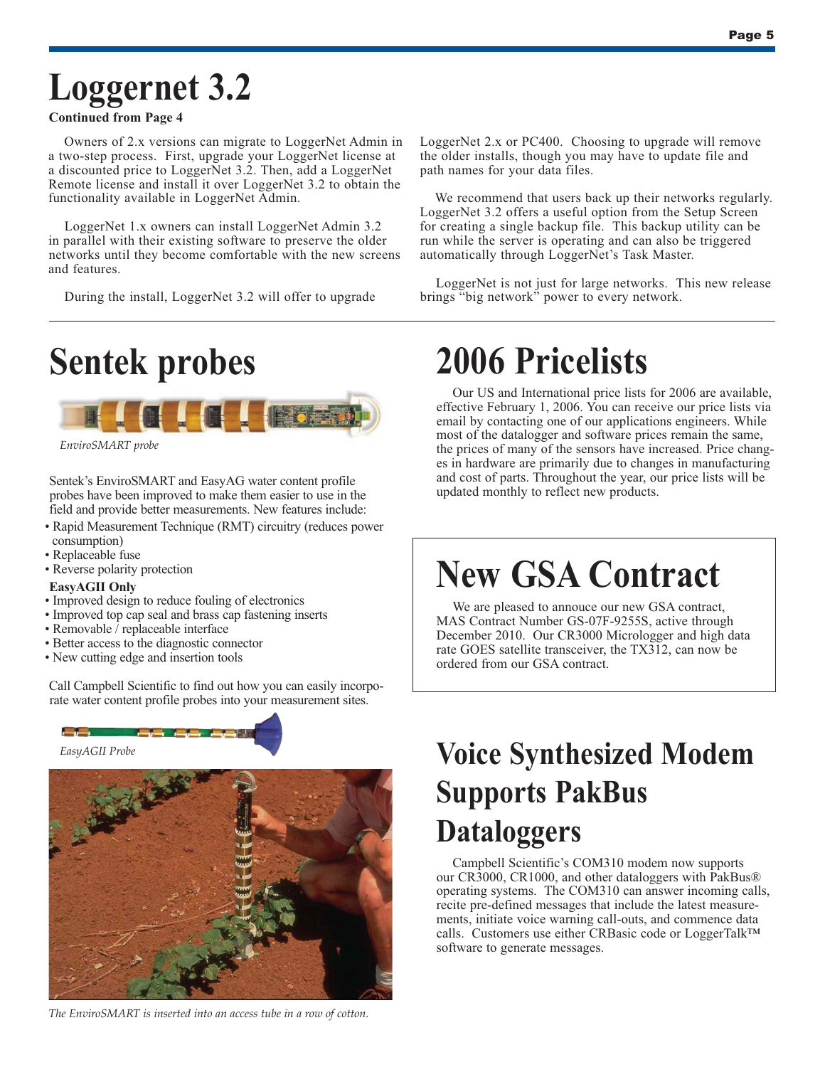# Loggernet 3.2

**Continued from Page 4**

Owners of 2.x versions can migrate to LoggerNet Admin in a two-step process. First, upgrade your LoggerNet license at a discounted price to LoggerNet 3.2. Then, add a LoggerNet Remote license and install it over LoggerNet 3.2 to obtain the functionality available in LoggerNet Admin.

LoggerNet 1.x owners can install LoggerNet Admin 3.2 in parallel with their existing software to preserve the older networks until they become comfortable with the new screens and features.

During the install, LoggerNet 3.2 will offer to upgrade LoggerNet 2.x or PC400. Choosing to upgrade will remove the older installs, though you may have to update file and path names for your data files.

We recommend that users back up their networks regularly. LoggerNet 3.2 offers a useful option from the Setup Screen for creating a single backup file. This backup utility can be run while the server is operating and can also be triggered automatically through LoggerNet's Task Master.

LoggerNet is not just for large networks. This new release brings "big network" power to every network.

# Sentek probes

*EnviroSMART probe*

Sentek's EnviroSMART and EasyAG water content profile probes have been improved to make them easier to use in the field and provide better measurements. New features include:

- Rapid Measurement Technique (RMT) circuitry (reduces power consumption)
- Replaceable fuse
- Reverse polarity protection

**EasyAGII Only**

- Improved design to reduce fouling of electronics
- Improved top cap seal and brass cap fastening inserts
- Removable / replaceable interface
- Better access to the diagnostic connector
- New cutting edge and insertion tools

Call Campbell Scientific to find out how you can easily incorporate water content profile probes into your measurement sites.

*EasyAGII Probe*

*The EnviroSMART is inserted into an access tube in a row of cotton.*

# 2006 Pricelists

Our US and International price lists for 2006 are available, effective February 1, 2006. You can receive our price lists via email by contacting one of our applications engineers. While most of the datalogger and software prices remain the same, the prices of many of the sensors have increased. Price changes in hardware are primarily due to changes in manufacturing and cost of parts. Throughout the year, our price lists will be updated monthly to reflect new products.

# New GSA Contract

We are pleased to annouce our new GSA contract, MAS Contract Number GS-07F-9255S, active through December 2010. Our CR3000 Micrologger and high data rate GOES satellite transceiver, the TX312, can now be ordered from our GSA contract.

# Voice Synthesized Modem Supports PakBus Dataloggers

Campbell Scientific's COM310 modem now supports our CR3000, CR1000, and other dataloggers with PakBus® operating systems. The COM310 can answer incoming calls, recite pre-defined messages that include the latest measurements, initiate voice warning call-outs, and commence data calls. Customers use either CRBasic code or LoggerTalk™ software to generate messages.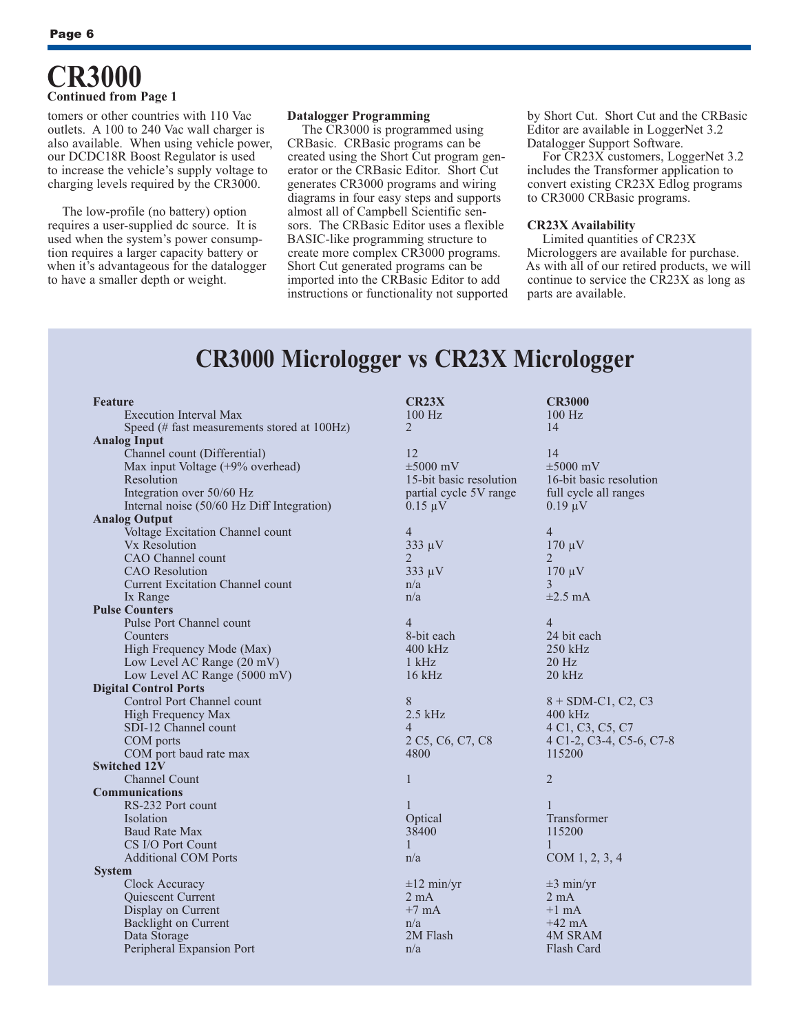# CR3000

**Continued from Page 1**

tomers or other countries with 110 Vac outlets. A 100 to 240 Vac wall charger is also available. When using vehicle power, our DCDC18R Boost Regulator is used to increase the vehicle's supply voltage to charging levels required by the CR3000.

The low-profile (no battery) option requires a user-supplied dc source. It is used when the system's power consumption requires a larger capacity battery or when it's advantageous for the datalogger to have a smaller depth or weight.

### Datalogger Programming

The CR3000 is programmed using CRBasic. CRBasic programs can be created using the Short Cut program generator or the CRBasic Editor. Short Cut generates CR3000 programs and wiring diagrams in four easy steps and supports almost all of Campbell Scientific sensors. The CRBasic Editor uses a flexible BASIC-like programming structure to create more complex CR3000 programs. Short Cut generated programs can be imported into the CRBasic Editor to add instructions or functionality not supported by Short Cut. Short Cut and the CRBasic Editor are available in LoggerNet 3.2 Datalogger Support Software.

For CR23X customers, LoggerNet 3.2 includes the Transformer application to convert existing CR23X Edlog programs to CR3000 CRBasic programs.

### CR23X Availability

Limited quantities of CR23X Microloggers are available for purchase. As with all of our retired products, we will continue to service the CR23X as long as parts are available.

## CR3000 Micrologger vs CR23X Micrologger

| Feature | CR23X | CR3000 |
|---|---|---|
| Execution Interval Max | 100 Hz | 100 Hz |
| Speed (# fast measurements stored at 100Hz) | 2 | 14 |
| **Analog Input** | | |
| Channel count (Differential) | 12 | 14 |
| Max input Voltage (+9% overhead) | ±5000 mV | ±5000 mV |
| Resolution | 15-bit basic resolution | 16-bit basic resolution |
| Integration over 50/60 Hz | partial cycle 5V range | full cycle all ranges |
| Internal noise (50/60 Hz Diff Integration) | 0.15 µV | 0.19 µV |
| **Analog Output** | | |
| Voltage Excitation Channel count | 4 | 4 |
| Vx Resolution | 333 µV | 170 µV |
| CAO Channel count | 2 | 2 |
| CAO Resolution | 333 µV | 170 µV |
| Current Excitation Channel count | n/a | 3 |
| Ix Range | n/a | ±2.5 mA |
| **Pulse Counters** | | |
| Pulse Port Channel count | 4 | 4 |
| Counters | 8-bit each | 24 bit each |
| High Frequency Mode (Max) | 400 kHz | 250 kHz |
| Low Level AC Range (20 mV) | 1 kHz | 20 Hz |
| Low Level AC Range (5000 mV) | 16 kHz | 20 kHz |
| **Digital Control Ports** | | |
| Control Port Channel count | 8 | 8 + SDM-C1, C2, C3 |
| High Frequency Max | 2.5 kHz | 400 kHz |
| SDI-12 Channel count | 4 | 4 C1, C3, C5, C7 |
| COM ports | 2 C5, C6, C7, C8 | 4 C1-2, C3-4, C5-6, C7-8 |
| COM port baud rate max | 4800 | 115200 |
| **Switched 12V** | | |
| Channel Count | 1 | 2 |
| **Communications** | | |
| RS-232 Port count | 1 | 1 |
| Isolation | Optical | Transformer |
| Baud Rate Max | 38400 | 115200 |
| CS I/O Port Count | 1 | 1 |
| Additional COM Ports | n/a | COM 1, 2, 3, 4 |
| **System** | | |
| Clock Accuracy | ±12 min/yr | ±3 min/yr |
| Quiescent Current | 2 mA | 2 mA |
| Display on Current | +7 mA | +1 mA |
| Backlight on Current | n/a | +42 mA |
| Data Storage | 2M Flash | 4M SRAM |
| Peripheral Expansion Port | n/a | Flash Card |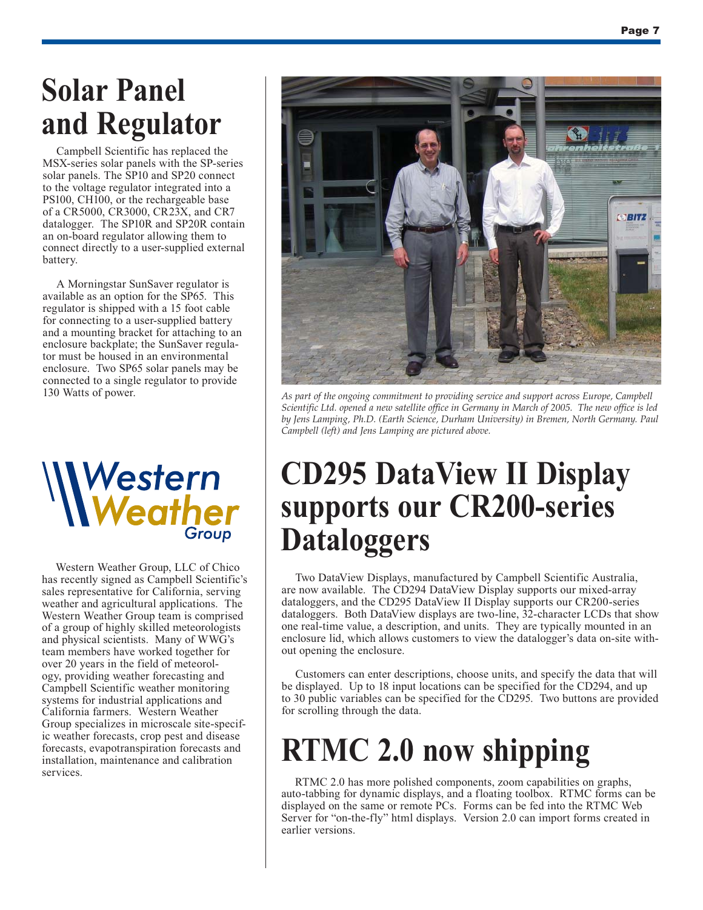# Solar Panel and Regulator

Campbell Scientific has replaced the MSX-series solar panels with the SP-series solar panels. The SP10 and SP20 connect to the voltage regulator integrated into a PS100, CH100, or the rechargeable base of a CR5000, CR3000, CR23X, and CR7 datalogger. The SP10R and SP20R contain an on-board regulator allowing them to connect directly to a user-supplied external battery.

A Morningstar SunSaver regulator is available as an option for the SP65. This regulator is shipped with a 15 foot cable for connecting to a user-supplied battery and a mounting bracket for attaching to an enclosure backplate; the SunSaver regulator must be housed in an environmental enclosure. Two SP65 solar panels may be connected to a single regulator to provide 130 Watts of power.

Western Weather Group

Western Weather Group, LLC of Chico has recently signed as Campbell Scientific's sales representative for California, serving weather and agricultural applications. The Western Weather Group team is comprised of a group of highly skilled meteorologists and physical scientists. Many of WWG's team members have worked together for over 20 years in the field of meteorology, providing weather forecasting and Campbell Scientific weather monitoring systems for industrial applications and California farmers. Western Weather Group specializes in microscale site-specific weather forecasts, crop pest and disease forecasts, evapotranspiration forecasts and installation, maintenance and calibration services.

*As part of the ongoing commitment to providing service and support across Europe, Campbell Scientific Ltd. opened a new satellite office in Germany in March of 2005. The new office is led by Jens Lamping, Ph.D. (Earth Science, Durham University) in Bremen, North Germany. Paul Campbell (left) and Jens Lamping are pictured above.*

# CD295 DataView II Display supports our CR200-series Dataloggers

Two DataView Displays, manufactured by Campbell Scientific Australia, are now available. The CD294 DataView Display supports our mixed-array dataloggers, and the CD295 DataView II Display supports our CR200-series dataloggers. Both DataView displays are two-line, 32-character LCDs that show one real-time value, a description, and units. They are typically mounted in an enclosure lid, which allows customers to view the datalogger's data on-site without opening the enclosure.

Customers can enter descriptions, choose units, and specify the data that will be displayed. Up to 18 input locations can be specified for the CD294, and up to 30 public variables can be specified for the CD295. Two buttons are provided for scrolling through the data.

# RTMC 2.0 now shipping

RTMC 2.0 has more polished components, zoom capabilities on graphs, auto-tabbing for dynamic displays, and a floating toolbox. RTMC forms can be displayed on the same or remote PCs. Forms can be fed into the RTMC Web Server for "on-the-fly" html displays. Version 2.0 can import forms created in earlier versions.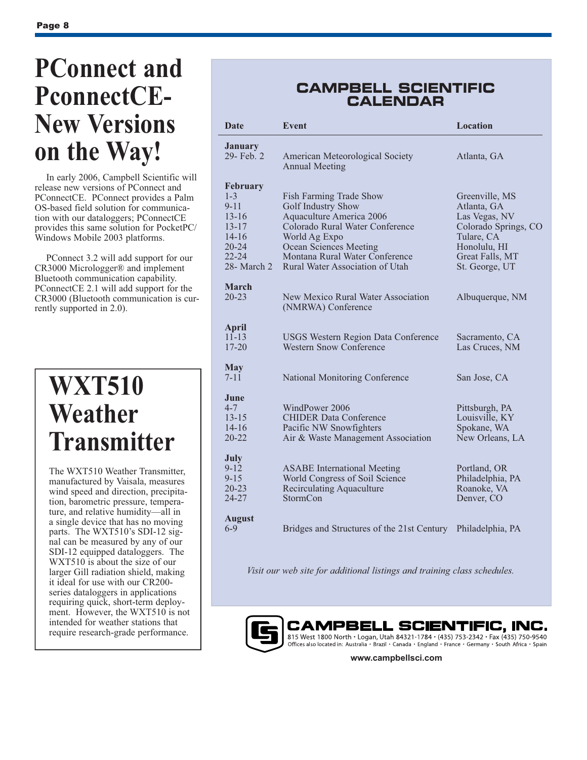# PConnect and PconnectCE-New Versions on the Way!

In early 2006, Campbell Scientific will release new versions of PConnect and PConnectCE. PConnect provides a Palm OS-based field solution for communication with our dataloggers; PConnectCE provides this same solution for PocketPC/Windows Mobile 2003 platforms.

PConnect 3.2 will add support for our CR3000 Micrologger® and implement Bluetooth communication capability. PConnectCE 2.1 will add support for the CR3000 (Bluetooth communication is currently supported in 2.0).

# WXT510 Weather Transmitter

The WXT510 Weather Transmitter, manufactured by Vaisala, measures wind speed and direction, precipitation, barometric pressure, temperature, and relative humidity—all in a single device that has no moving parts. The WXT510's SDI-12 signal can be measured by any of our SDI-12 equipped dataloggers. The WXT510 is about the size of our larger Gill radiation shield, making it ideal for use with our CR200-series dataloggers in applications requiring quick, short-term deployment. However, the WXT510 is not intended for weather stations that require research-grade performance.

## CAMPBELL SCIENTIFIC CALENDAR

| Date | Event | Location |
|---|---|---|
| **January** | | |
| 29- Feb. 2 | American Meteorological Society Annual Meeting | Atlanta, GA |
| **February** | | |
| 1-3 | Fish Farming Trade Show | Greenville, MS |
| 9-11 | Golf Industry Show | Atlanta, GA |
| 13-16 | Aquaculture America 2006 | Las Vegas, NV |
| 13-17 | Colorado Rural Water Conference | Colorado Springs, CO |
| 14-16 | World Ag Expo | Tulare, CA |
| 20-24 | Ocean Sciences Meeting | Honolulu, HI |
| 22-24 | Montana Rural Water Conference | Great Falls, MT |
| 28- March 2 | Rural Water Association of Utah | St. George, UT |
| **March** | | |
| 20-23 | New Mexico Rural Water Association (NMRWA) Conference | Albuquerque, NM |
| **April** | | |
| 11-13 | USGS Western Region Data Conference | Sacramento, CA |
| 17-20 | Western Snow Conference | Las Cruces, NM |
| **May** | | |
| 7-11 | National Monitoring Conference | San Jose, CA |
| **June** | | |
| 4-7 | WindPower 2006 | Pittsburgh, PA |
| 13-15 | CHIDER Data Conference | Louisville, KY |
| 14-16 | Pacific NW Snowfighters | Spokane, WA |
| 20-22 | Air & Waste Management Association | New Orleans, LA |
| **July** | | |
| 9-12 | ASABE International Meeting | Portland, OR |
| 9-15 | World Congress of Soil Science | Philadelphia, PA |
| 20-23 | Recirculating Aquaculture | Roanoke, VA |
| 24-27 | StormCon | Denver, CO |
| **August** | | |
| 6-9 | Bridges and Structures of the 21st Century | Philadelphia, PA |

*Visit our web site for additional listings and training class schedules.*

**CAMPBELL SCIENTIFIC, INC.**
815 West 1800 North • Logan, Utah 84321-1784 • (435) 753-2342 • Fax (435) 750-9540
Offices also located in: Australia • Brazil • Canada • England • France • Germany • South Africa • Spain

**www.campbellsci.com**